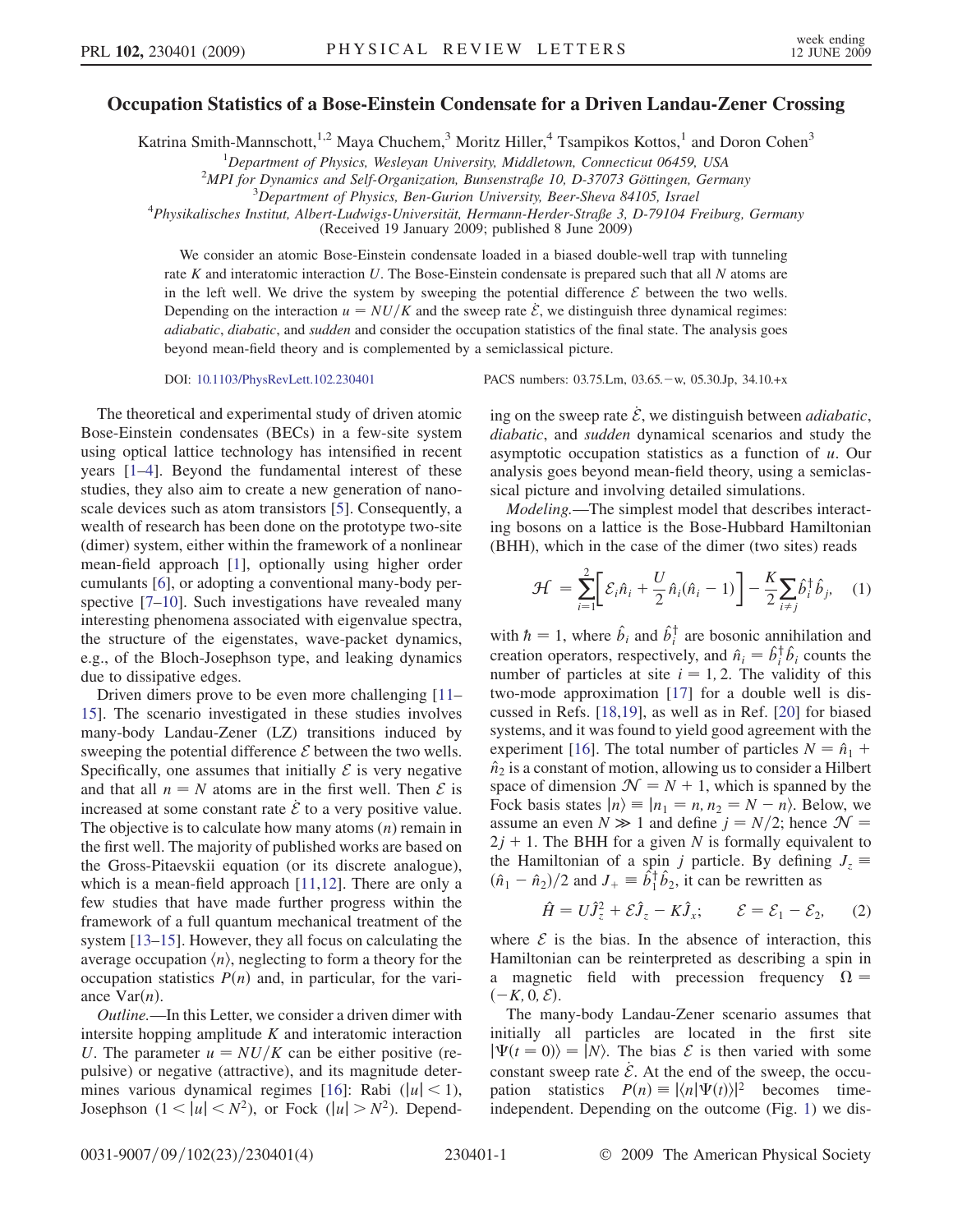# Occupation Statistics of a Bose-Einstein Condensate for a Driven Landau-Zener Crossing

Katrina Smith-Mannschott,[1,2] Maya Chuchem,[3] Moritz Hiller,[4] Tsampikos Kottos,[1] and Doron Cohen[3]

[1]Department of Physics, Wesleyan University, Middletown, Connecticut 06459, USA
[2]MPI for Dynamics and Self-Organization, Bunsenstraße 10, D-37073 Göttingen, Germany
[3]Department of Physics, Ben-Gurion University, Beer-Sheva 84105, Israel
[4]Physikalisches Institut, Albert-Ludwigs-Universität, Hermann-Herder-Straße 3, D-79104 Freiburg, Germany

(Received 19 January 2009; published 8 June 2009)

We consider an atomic Bose-Einstein condensate loaded in a biased double-well trap with tunneling rate $K$ and interatomic interaction $U$. The Bose-Einstein condensate is prepared such that all $N$ atoms are in the left well. We drive the system by sweeping the potential difference $\mathcal{E}$ between the two wells. Depending on the interaction $u = NU/K$ and the sweep rate $\dot{\mathcal{E}}$, we distinguish three dynamical regimes: *adiabatic*, *diabatic*, and *sudden* and consider the occupation statistics of the final state. The analysis goes beyond mean-field theory and is complemented by a semiclassical picture.

DOI: 10.1103/PhysRevLett.102.230401 PACS numbers: 03.75.Lm, 03.65.−w, 05.30.Jp, 34.10.+x

The theoretical and experimental study of driven atomic Bose-Einstein condensates (BECs) in a few-site system using optical lattice technology has intensified in recent years [1–4]. Beyond the fundamental interest of these studies, they also aim to create a new generation of nano-scale devices such as atom transistors [5]. Consequently, a wealth of research has been done on the prototype two-site (dimer) system, either within the framework of a nonlinear mean-field approach [1], optionally using higher order cumulants [6], or adopting a conventional many-body perspective [7–10]. Such investigations have revealed many interesting phenomena associated with eigenvalue spectra, the structure of the eigenstates, wave-packet dynamics, e.g., of the Bloch-Josephson type, and leaking dynamics due to dissipative edges.

Driven dimers prove to be even more challenging [11–15]. The scenario investigated in these studies involves many-body Landau-Zener (LZ) transitions induced by sweeping the potential difference $\mathcal{E}$ between the two wells. Specifically, one assumes that initially $\mathcal{E}$ is very negative and that all $n = N$ atoms are in the first well. Then $\mathcal{E}$ is increased at some constant rate $\dot{\mathcal{E}}$ to a very positive value. The objective is to calculate how many atoms ($n$) remain in the first well. The majority of published works are based on the Gross-Pitaevskii equation (or its discrete analogue), which is a mean-field approach [11,12]. There are only a few studies that have made further progress within the framework of a full quantum mechanical treatment of the system [13–15]. However, they all focus on calculating the average occupation $\langle n \rangle$, neglecting to form a theory for the occupation statistics $P(n)$ and, in particular, for the variance $\mathrm{Var}(n)$.

*Outline.*—In this Letter, we consider a driven dimer with intersite hopping amplitude $K$ and interatomic interaction $U$. The parameter $u = NU/K$ can be either positive (repulsive) or negative (attractive), and its magnitude determines various dynamical regimes [16]: Rabi ($|u| < 1$), Josephson ($1 < |u| < N^2$), or Fock ($|u| > N^2$). Depending on the sweep rate $\dot{\mathcal{E}}$, we distinguish between *adiabatic*, *diabatic*, and *sudden* dynamical scenarios and study the asymptotic occupation statistics as a function of $u$. Our analysis goes beyond mean-field theory, using a semiclassical picture and involving detailed simulations.

*Modeling.*—The simplest model that describes interacting bosons on a lattice is the Bose-Hubbard Hamiltonian (BHH), which in the case of the dimer (two sites) reads

$$\mathcal{H} = \sum_{i=1}^{2}\left[\mathcal{E}_i \hat{n}_i + \frac{U}{2}\hat{n}_i(\hat{n}_i - 1)\right] - \frac{K}{2}\sum_{i \neq j}\hat{b}_i^\dagger \hat{b}_j, \quad (1)$$

with $\hbar = 1$, where $\hat{b}_i$ and $\hat{b}_i^\dagger$ are bosonic annihilation and creation operators, respectively, and $\hat{n}_i = \hat{b}_i^\dagger \hat{b}_i$ counts the number of particles at site $i = 1, 2$. The validity of this two-mode approximation [17] for a double well is discussed in Refs. [18,19], as well as in Ref. [20] for biased systems, and it was found to yield good agreement with the experiment [16]. The total number of particles $N = \hat{n}_1 + \hat{n}_2$ is a constant of motion, allowing us to consider a Hilbert space of dimension $\mathcal{N} = N + 1$, which is spanned by the Fock basis states $|n\rangle \equiv |n_1 = n, n_2 = N - n\rangle$. Below, we assume an even $N \gg 1$ and define $j = N/2$; hence $\mathcal{N} = 2j + 1$. The BHH for a given $N$ is formally equivalent to the Hamiltonian of a spin $j$ particle. By defining $J_z \equiv (\hat{n}_1 - \hat{n}_2)/2$ and $J_+ \equiv \hat{b}_1^\dagger \hat{b}_2$, it can be rewritten as

$$\hat{H} = U\hat{J}_z^2 + \mathcal{E}\hat{J}_z - K\hat{J}_x; \qquad \mathcal{E} = \mathcal{E}_1 - \mathcal{E}_2, \quad (2)$$

where $\mathcal{E}$ is the bias. In the absence of interaction, this Hamiltonian can be reinterpreted as describing a spin in a magnetic field with precession frequency $\Omega = (-K, 0, \mathcal{E})$.

The many-body Landau-Zener scenario assumes that initially all particles are located in the first site $|\Psi(t = 0)\rangle = |N\rangle$. The bias $\mathcal{E}$ is then varied with some constant sweep rate $\dot{\mathcal{E}}$. At the end of the sweep, the occupation statistics $P(n) \equiv |\langle n|\Psi(t)\rangle|^2$ becomes time-independent. Depending on the outcome (Fig. 1) we dis-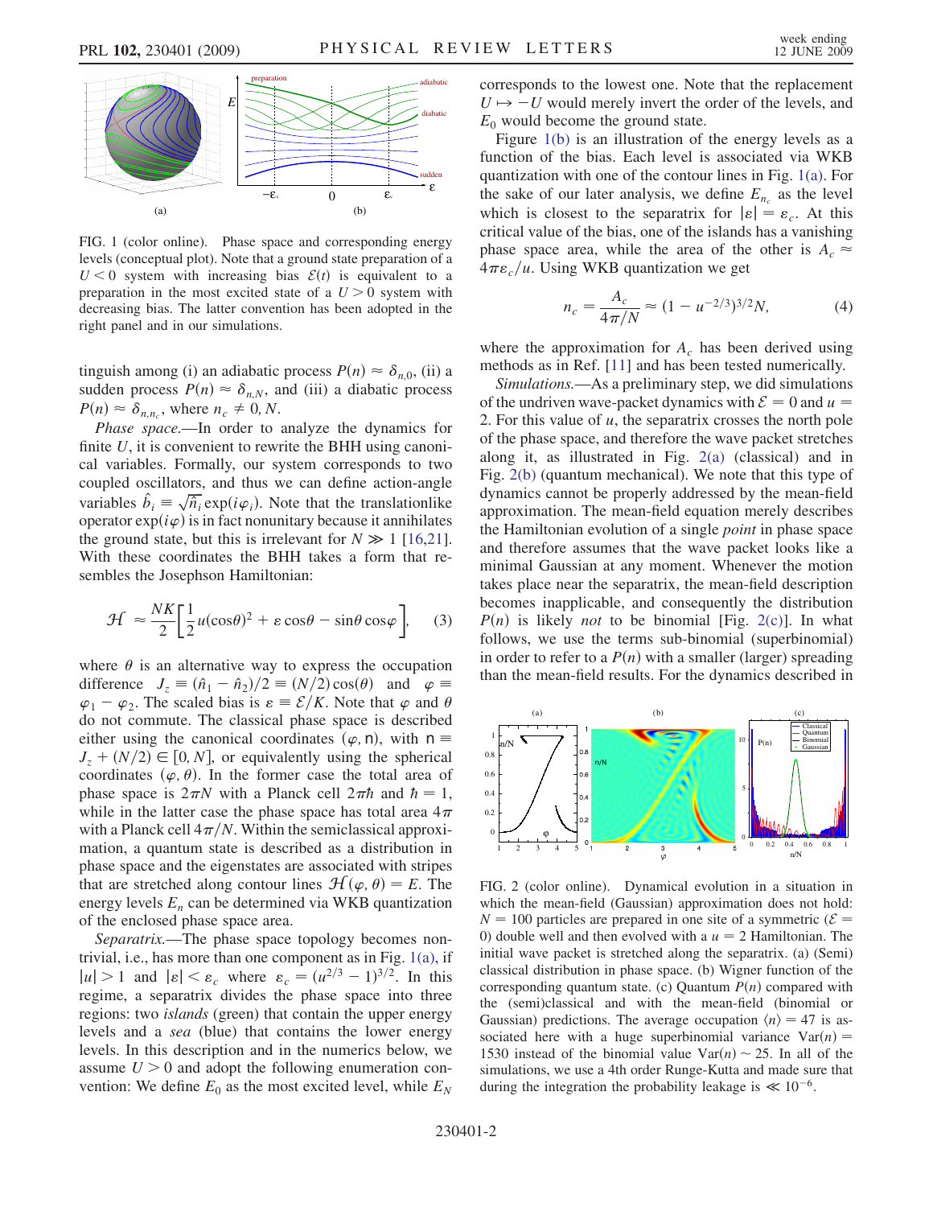FIG. 1 (color online). Phase space and corresponding energy levels (conceptual plot). Note that a ground state preparation of a $U < 0$ system with increasing bias $\mathcal{E}(t)$ is equivalent to a preparation in the most excited state of a $U > 0$ system with decreasing bias. The latter convention has been adopted in the right panel and in our simulations.

tinguish among (i) an adiabatic process $P(n) \approx \delta_{n,0}$, (ii) a sudden process $P(n) \approx \delta_{n,N}$, and (iii) a diabatic process $P(n) \approx \delta_{n,n_c}$, where $n_c \neq 0, N$.

*Phase space.*—In order to analyze the dynamics for finite $U$, it is convenient to rewrite the BHH using canonical variables. Formally, our system corresponds to two coupled oscillators, and thus we can define action-angle variables $\hat{b}_i \equiv \sqrt{\hat{n}_i}\exp(i\varphi_i)$. Note that the translationlike operator $\exp(i\varphi)$ is in fact nonunitary because it annihilates the ground state, but this is irrelevant for $N \gg 1$ [16,21]. With these coordinates the BHH takes a form that resembles the Josephson Hamiltonian:

$$\mathcal{H} \approx \frac{NK}{2}\left[\frac{1}{2}u(\cos\theta)^2 + \varepsilon\cos\theta - \sin\theta\cos\varphi\right], \qquad (3)$$

where $\theta$ is an alternative way to express the occupation difference $J_z \equiv (\hat{n}_1 - \hat{n}_2)/2 \equiv (N/2)\cos(\theta)$ and $\varphi \equiv \varphi_1 - \varphi_2$. The scaled bias is $\varepsilon \equiv \mathcal{E}/K$. Note that $\varphi$ and $\theta$ do not commute. The classical phase space is described either using the canonical coordinates $(\varphi, \mathsf{n})$, with $\mathsf{n} \equiv J_z + (N/2) \in [0, N]$, or equivalently using the spherical coordinates $(\varphi, \theta)$. In the former case the total area of phase space is $2\pi N$ with a Planck cell $2\pi\hbar$ and $\hbar = 1$, while in the latter case the phase space has total area $4\pi$ with a Planck cell $4\pi/N$. Within the semiclassical approximation, a quantum state is described as a distribution in phase space and the eigenstates are associated with stripes that are stretched along contour lines $\mathcal{H}(\varphi, \theta) = E$. The energy levels $E_n$ can be determined via WKB quantization of the enclosed phase space area.

*Separatrix.*—The phase space topology becomes nontrivial, i.e., has more than one component as in Fig. 1(a), if $|u| > 1$ and $|\varepsilon| < \varepsilon_c$ where $\varepsilon_c = (u^{2/3} - 1)^{3/2}$. In this regime, a separatrix divides the phase space into three regions: two *islands* (green) that contain the upper energy levels and a *sea* (blue) that contains the lower energy levels. In this description and in the numerics below, we assume $U > 0$ and adopt the following enumeration convention: We define $E_0$ as the most excited level, while $E_N$ corresponds to the lowest one. Note that the replacement $U \mapsto -U$ would merely invert the order of the levels, and $E_0$ would become the ground state.

Figure 1(b) is an illustration of the energy levels as a function of the bias. Each level is associated via WKB quantization with one of the contour lines in Fig. 1(a). For the sake of our later analysis, we define $E_{n_c}$ as the level which is closest to the separatrix for $|\varepsilon| = \varepsilon_c$. At this critical value of the bias, one of the islands has a vanishing phase space area, while the area of the other is $A_c \approx 4\pi\varepsilon_c/u$. Using WKB quantization we get

$$n_c = \frac{A_c}{4\pi/N} \approx (1 - u^{-2/3})^{3/2}N, \qquad (4)$$

where the approximation for $A_c$ has been derived using methods as in Ref. [11] and has been tested numerically.

*Simulations.*—As a preliminary step, we did simulations of the undriven wave-packet dynamics with $\mathcal{E} = 0$ and $u = 2$. For this value of $u$, the separatrix crosses the north pole of the phase space, and therefore the wave packet stretches along it, as illustrated in Fig. 2(a) (classical) and in Fig. 2(b) (quantum mechanical). We note that this type of dynamics cannot be properly addressed by the mean-field approximation. The mean-field equation merely describes the Hamiltonian evolution of a single *point* in phase space and therefore assumes that the wave packet looks like a minimal Gaussian at any moment. Whenever the motion takes place near the separatrix, the mean-field description becomes inapplicable, and consequently the distribution $P(n)$ is likely *not* to be binomial [Fig. 2(c)]. In what follows, we use the terms sub-binomial (superbinomial) in order to refer to a $P(n)$ with a smaller (larger) spreading than the mean-field results. For the dynamics described in

FIG. 2 (color online). Dynamical evolution in a situation in which the mean-field (Gaussian) approximation does not hold: $N = 100$ particles are prepared in one site of a symmetric ($\mathcal{E} = 0$) double well and then evolved with a $u = 2$ Hamiltonian. The initial wave packet is stretched along the separatrix. (a) (Semi) classical distribution in phase space. (b) Wigner function of the corresponding quantum state. (c) Quantum $P(n)$ compared with the (semi)classical and with the mean-field (binomial or Gaussian) predictions. The average occupation $\langle n \rangle = 47$ is associated here with a huge superbinomial variance $\mathrm{Var}(n) = 1530$ instead of the binomial value $\mathrm{Var}(n) \sim 25$. In all of the simulations, we use a 4th order Runge-Kutta and made sure that during the integration the probability leakage is $\ll 10^{-6}$.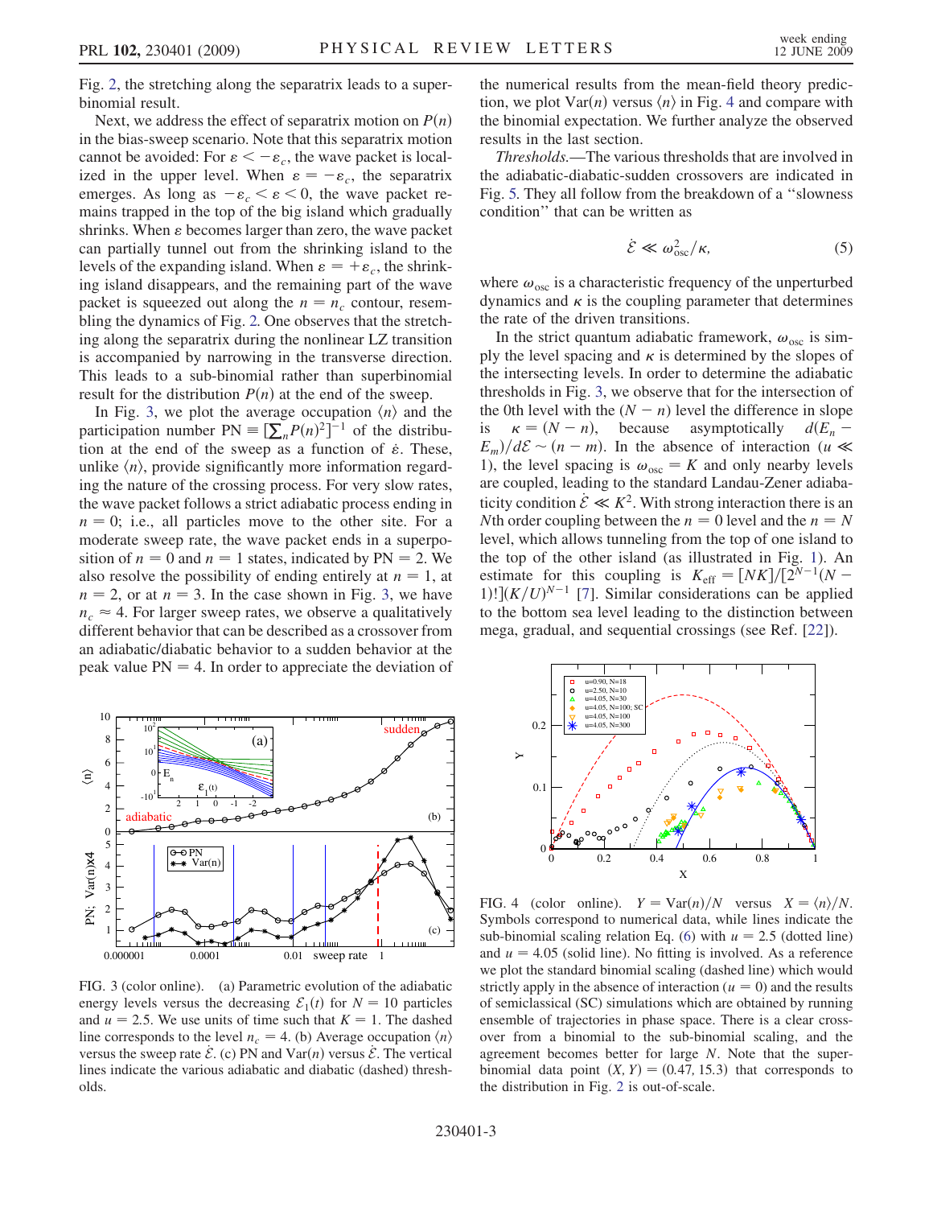Fig. 2, the stretching along the separatrix leads to a superbinomial result.

Next, we address the effect of separatrix motion on $P(n)$ in the bias-sweep scenario. Note that this separatrix motion cannot be avoided: For $\varepsilon < -\varepsilon_c$, the wave packet is localized in the upper level. When $\varepsilon = -\varepsilon_c$, the separatrix emerges. As long as $-\varepsilon_c < \varepsilon < 0$, the wave packet remains trapped in the top of the big island which gradually shrinks. When $\varepsilon$ becomes larger than zero, the wave packet can partially tunnel out from the shrinking island to the levels of the expanding island. When $\varepsilon = +\varepsilon_c$, the shrinking island disappears, and the remaining part of the wave packet is squeezed out along the $n = n_c$ contour, resembling the dynamics of Fig. 2. One observes that the stretching along the separatrix during the nonlinear LZ transition is accompanied by narrowing in the transverse direction. This leads to a sub-binomial rather than superbinomial result for the distribution $P(n)$ at the end of the sweep.

In Fig. 3, we plot the average occupation $\langle n \rangle$ and the participation number $\mathrm{PN} \equiv [\sum_n P(n)^2]^{-1}$ of the distribution at the end of the sweep as a function of $\dot{\varepsilon}$. These, unlike $\langle n \rangle$, provide significantly more information regarding the nature of the crossing process. For very slow rates, the wave packet follows a strict adiabatic process ending in $n = 0$; i.e., all particles move to the other site. For a moderate sweep rate, the wave packet ends in a superposition of $n = 0$ and $n = 1$ states, indicated by $\mathrm{PN} = 2$. We also resolve the possibility of ending entirely at $n = 1$, at $n = 2$, or at $n = 3$. In the case shown in Fig. 3, we have $n_c \approx 4$. For larger sweep rates, we observe a qualitatively different behavior that can be described as a crossover from an adiabatic/diabatic behavior to a sudden behavior at the peak value $\mathrm{PN} = 4$. In order to appreciate the deviation of the numerical results from the mean-field theory prediction, we plot $\mathrm{Var}(n)$ versus $\langle n \rangle$ in Fig. 4 and compare with the binomial expectation. We further analyze the observed results in the last section.

FIG. 3 (color online). (a) Parametric evolution of the adiabatic energy levels versus the decreasing $\mathcal{E}_1(t)$ for $N = 10$ particles and $u = 2.5$. We use units of time such that $K = 1$. The dashed line corresponds to the level $n_c = 4$. (b) Average occupation $\langle n \rangle$ versus the sweep rate $\dot{\mathcal{E}}$. (c) PN and $\mathrm{Var}(n)$ versus $\dot{\mathcal{E}}$. The vertical lines indicate the various adiabatic and diabatic (dashed) thresholds.

*Thresholds.*—The various thresholds that are involved in the adiabatic-diabatic-sudden crossovers are indicated in Fig. 5. They all follow from the breakdown of a "slowness condition" that can be written as

$$\dot{\mathcal{E}} \ll \omega_{\mathrm{osc}}^2/\kappa, \tag{5}$$

where $\omega_{\mathrm{osc}}$ is a characteristic frequency of the unperturbed dynamics and $\kappa$ is the coupling parameter that determines the rate of the driven transitions.

In the strict quantum adiabatic framework, $\omega_{\mathrm{osc}}$ is simply the level spacing and $\kappa$ is determined by the slopes of the intersecting levels. In order to determine the adiabatic thresholds in Fig. 3, we observe that for the intersection of the 0th level with the $(N - n)$ level the difference in slope is $\kappa = (N - n)$, because asymptotically $d(E_n - E_m)/d\mathcal{E} \sim (n - m)$. In the absence of interaction ($u \ll 1$), the level spacing is $\omega_{\mathrm{osc}} = K$ and only nearby levels are coupled, leading to the standard Landau-Zener adiabaticity condition $\dot{\mathcal{E}} \ll K^2$. With strong interaction there is an $N$th order coupling between the $n = 0$ level and the $n = N$ level, which allows tunneling from the top of one island to the top of the other island (as illustrated in Fig. 1). An estimate for this coupling is $K_{\mathrm{eff}} = [NK]/[2^{N-1}(N-1)!](K/U)^{N-1}$ [7]. Similar considerations can be applied to the bottom sea level leading to the distinction between mega, gradual, and sequential crossings (see Ref. [22]).

FIG. 4 (color online). $Y = \mathrm{Var}(n)/N$ versus $X = \langle n \rangle/N$. Symbols correspond to numerical data, while lines indicate the sub-binomial scaling relation Eq. (6) with $u = 2.5$ (dotted line) and $u = 4.05$ (solid line). No fitting is involved. As a reference we plot the standard binomial scaling (dashed line) which would strictly apply in the absence of interaction ($u = 0$) and the results of semiclassical (SC) simulations which are obtained by running ensemble of trajectories in phase space. There is a clear crossover from a binomial to the sub-binomial scaling, and the agreement becomes better for large $N$. Note that the superbinomial data point $(X, Y) = (0.47, 15.3)$ that corresponds to the distribution in Fig. 2 is out-of-scale.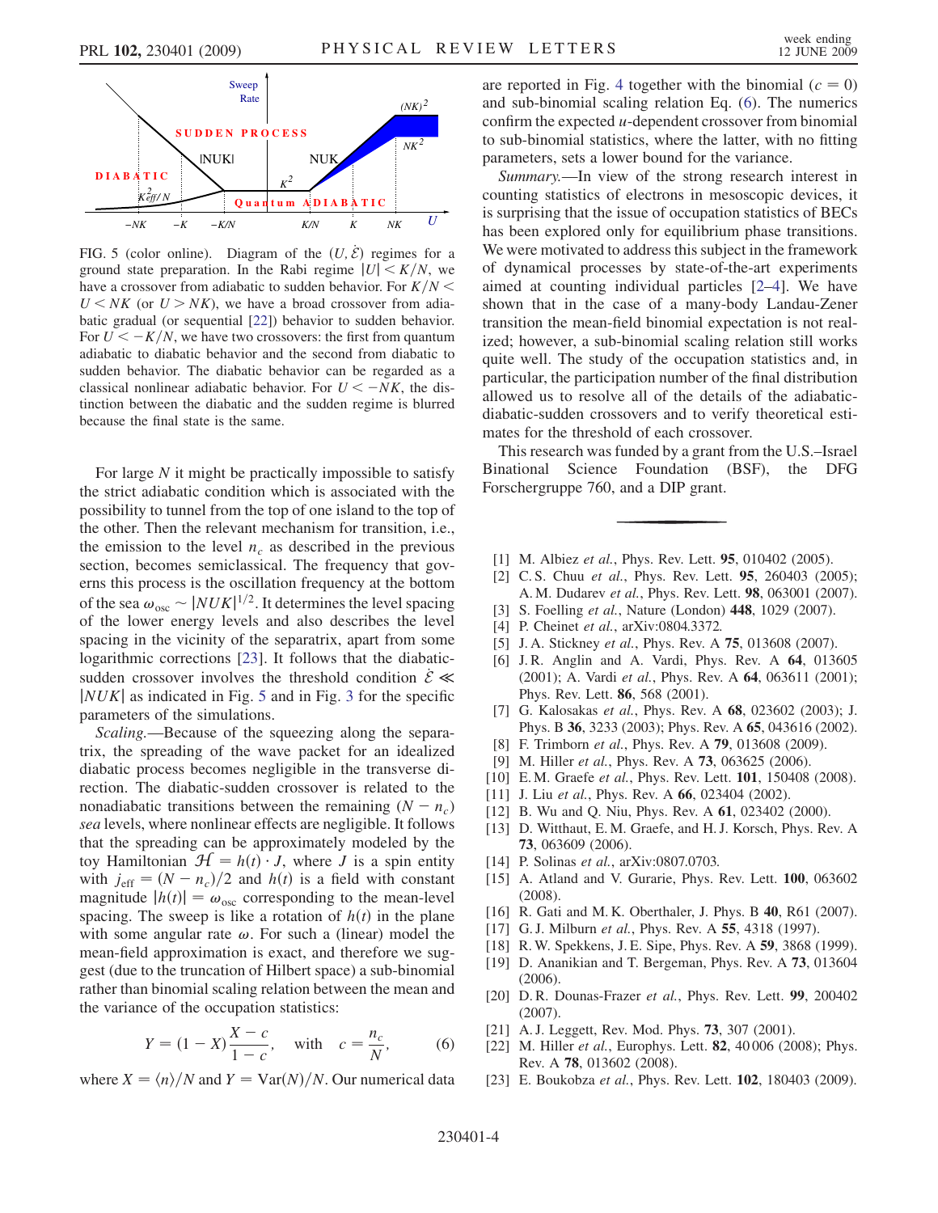Sweep Rate

SUDDEN PROCESS

DIABATIC

Quantum ADIABATIC

$|NUK|$

$NUK$

$(NK)^2$

$NK^2$

$K^2$

$K_{eff}^2/N$

$-NK$ $-K$ $-K/N$ $K/N$ $K$ $NK$ $U$

FIG. 5 (color online). Diagram of the $(U, \dot{\mathcal{E}})$ regimes for a ground state preparation. In the Rabi regime $|U| < K/N$, we have a crossover from adiabatic to sudden behavior. For $K/N < U < NK$ (or $U > NK$), we have a broad crossover from adiabatic gradual (or sequential [22]) behavior to sudden behavior. For $U < -K/N$, we have two crossovers: the first from quantum adiabatic to diabatic behavior and the second from diabatic to sudden behavior. The diabatic behavior can be regarded as a classical nonlinear adiabatic behavior. For $U < -NK$, the distinction between the diabatic and the sudden regime is blurred because the final state is the same.

For large $N$ it might be practically impossible to satisfy the strict adiabatic condition which is associated with the possibility to tunnel from the top of one island to the top of the other. Then the relevant mechanism for transition, i.e., the emission to the level $n_c$ as described in the previous section, becomes semiclassical. The frequency that governs this process is the oscillation frequency at the bottom of the sea $\omega_{\rm osc} \sim |NUK|^{1/2}$. It determines the level spacing of the lower energy levels and also describes the level spacing in the vicinity of the separatrix, apart from some logarithmic corrections [23]. It follows that the diabatic-sudden crossover involves the threshold condition $\dot{\mathcal{E}} \ll |NUK|$ as indicated in Fig. 5 and in Fig. 3 for the specific parameters of the simulations.

*Scaling.*—Because of the squeezing along the separatrix, the spreading of the wave packet for an idealized diabatic process becomes negligible in the transverse direction. The diabatic-sudden crossover is related to the nonadiabatic transitions between the remaining $(N - n_c)$ *sea* levels, where nonlinear effects are negligible. It follows that the spreading can be approximately modeled by the toy Hamiltonian $\mathcal{H} = h(t) \cdot J$, where $J$ is a spin entity with $j_{\rm eff} = (N - n_c)/2$ and $h(t)$ is a field with constant magnitude $|h(t)| = \omega_{\rm osc}$ corresponding to the mean-level spacing. The sweep is like a rotation of $h(t)$ in the plane with some angular rate $\omega$. For such a (linear) model the mean-field approximation is exact, and therefore we suggest (due to the truncation of Hilbert space) a sub-binomial rather than binomial scaling relation between the mean and the variance of the occupation statistics:

$$Y = (1 - X)\frac{X - c}{1 - c}, \quad \text{with} \quad c = \frac{n_c}{N}, \qquad (6)$$

where $X = \langle n \rangle / N$ and $Y = \mathrm{Var}(N)/N$. Our numerical data are reported in Fig. 4 together with the binomial $(c = 0)$ and sub-binomial scaling relation Eq. (6). The numerics confirm the expected $u$-dependent crossover from binomial to sub-binomial statistics, where the latter, with no fitting parameters, sets a lower bound for the variance.

*Summary.*—In view of the strong research interest in counting statistics of electrons in mesoscopic devices, it is surprising that the issue of occupation statistics of BECs has been explored only for equilibrium phase transitions. We were motivated to address this subject in the framework of dynamical processes by state-of-the-art experiments aimed at counting individual particles [2–4]. We have shown that in the case of a many-body Landau-Zener transition the mean-field binomial expectation is not realized; however, a sub-binomial scaling relation still works quite well. The study of the occupation statistics and, in particular, the participation number of the final distribution allowed us to resolve all of the details of the adiabatic-diabatic-sudden crossovers and to verify theoretical estimates for the threshold of each crossover.

This research was funded by a grant from the U.S.–Israel Binational Science Foundation (BSF), the DFG Forschergruppe 760, and a DIP grant.

[1] M. Albiez *et al.*, Phys. Rev. Lett. **95**, 010402 (2005).
[2] C. S. Chuu *et al.*, Phys. Rev. Lett. **95**, 260403 (2005); A. M. Dudarev *et al.*, Phys. Rev. Lett. **98**, 063001 (2007).
[3] S. Foelling *et al.*, Nature (London) **448**, 1029 (2007).
[4] P. Cheinet *et al.*, arXiv:0804.3372.
[5] J. A. Stickney *et al.*, Phys. Rev. A **75**, 013608 (2007).
[6] J. R. Anglin and A. Vardi, Phys. Rev. A **64**, 013605 (2001); A. Vardi *et al.*, Phys. Rev. A **64**, 063611 (2001); Phys. Rev. Lett. **86**, 568 (2001).
[7] G. Kalosakas *et al.*, Phys. Rev. A **68**, 023602 (2003); J. Phys. B **36**, 3233 (2003); Phys. Rev. A **65**, 043616 (2002).
[8] F. Trimborn *et al.*, Phys. Rev. A **79**, 013608 (2009).
[9] M. Hiller *et al.*, Phys. Rev. A **73**, 063625 (2006).
[10] E. M. Graefe *et al.*, Phys. Rev. Lett. **101**, 150408 (2008).
[11] J. Liu *et al.*, Phys. Rev. A **66**, 023404 (2002).
[12] B. Wu and Q. Niu, Phys. Rev. A **61**, 023402 (2000).
[13] D. Witthaut, E. M. Graefe, and H. J. Korsch, Phys. Rev. A **73**, 063609 (2006).
[14] P. Solinas *et al.*, arXiv:0807.0703.
[15] A. Atland and V. Gurarie, Phys. Rev. Lett. **100**, 063602 (2008).
[16] R. Gati and M. K. Oberthaler, J. Phys. B **40**, R61 (2007).
[17] G. J. Milburn *et al.*, Phys. Rev. A **55**, 4318 (1997).
[18] R. W. Spekkens, J. E. Sipe, Phys. Rev. A **59**, 3868 (1999).
[19] D. Ananikian and T. Bergeman, Phys. Rev. A **73**, 013604 (2006).
[20] D. R. Dounas-Frazer *et al.*, Phys. Rev. Lett. **99**, 200402 (2007).
[21] A. J. Leggett, Rev. Mod. Phys. **73**, 307 (2001).
[22] M. Hiller *et al.*, Europhys. Lett. **82**, 40 006 (2008); Phys. Rev. A **78**, 013602 (2008).
[23] E. Boukobza *et al.*, Phys. Rev. Lett. **102**, 180403 (2009).